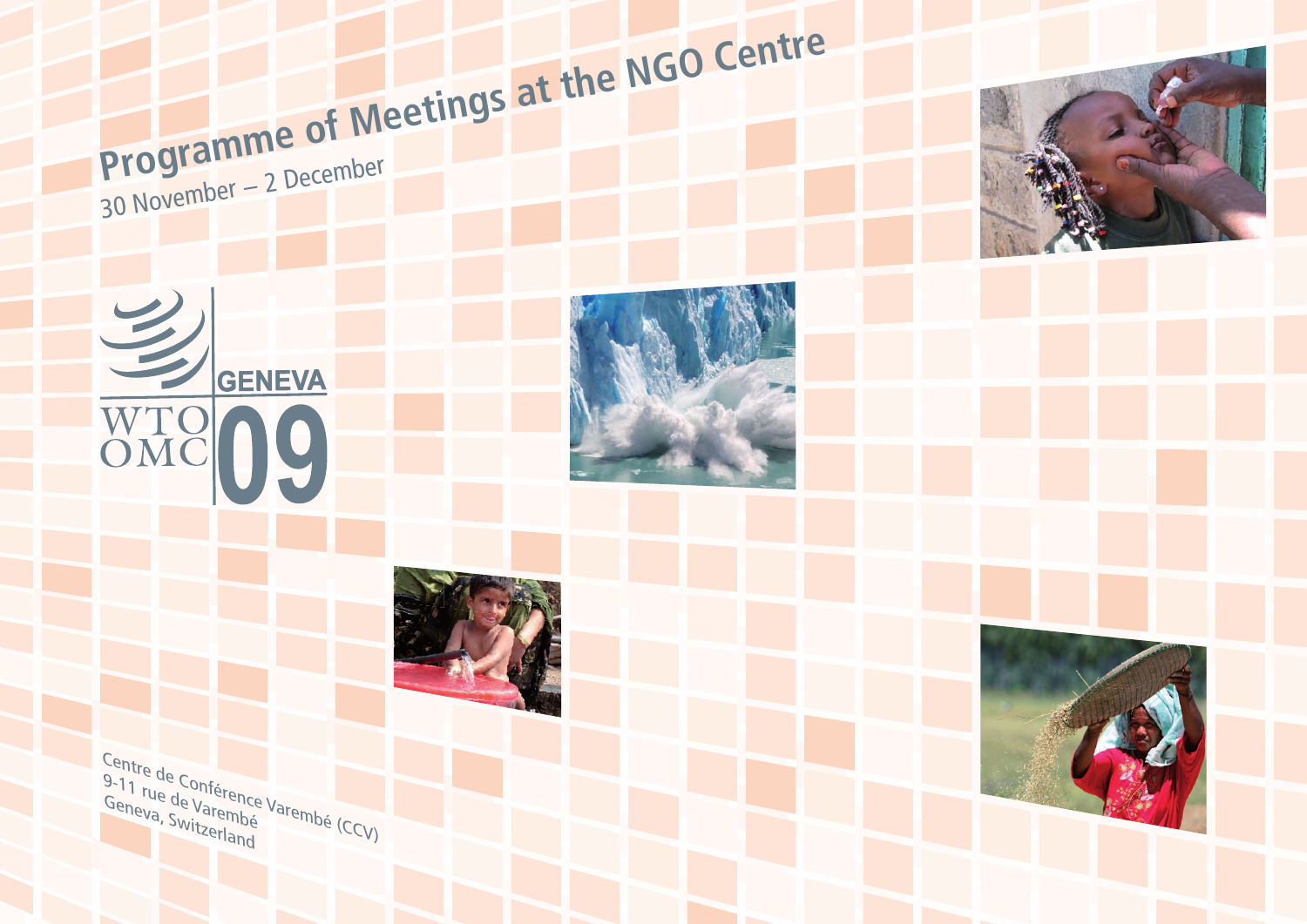# Programme of Meetings at the NGO Centre

30 November – 2 December

WTO OMC GENEVA 09

Centre de Conférence Varembé (CCV)
9-11 rue de Varembé
Geneva, Switzerland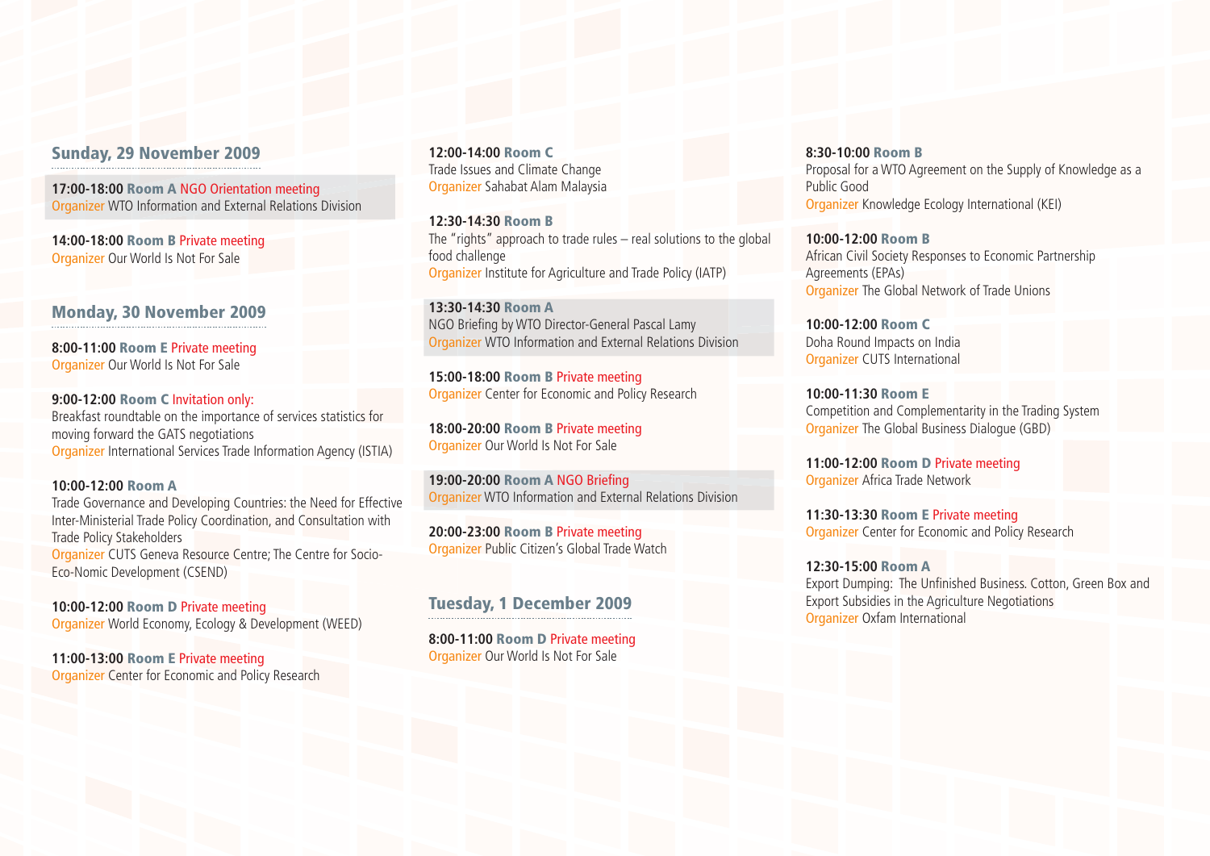## Sunday, 29 November 2009

**17:00-18:00 Room A** NGO Orientation meeting
Organizer WTO Information and External Relations Division

**14:00-18:00 Room B** Private meeting
Organizer Our World Is Not For Sale

## Monday, 30 November 2009

**8:00-11:00 Room E** Private meeting
Organizer Our World Is Not For Sale

**9:00-12:00 Room C** Invitation only:
Breakfast roundtable on the importance of services statistics for moving forward the GATS negotiations
Organizer International Services Trade Information Agency (ISTIA)

**10:00-12:00 Room A**
Trade Governance and Developing Countries: the Need for Effective Inter-Ministerial Trade Policy Coordination, and Consultation with Trade Policy Stakeholders
Organizer CUTS Geneva Resource Centre; The Centre for Socio-Eco-Nomic Development (CSEND)

**10:00-12:00 Room D** Private meeting
Organizer World Economy, Ecology & Development (WEED)

**11:00-13:00 Room E** Private meeting
Organizer Center for Economic and Policy Research

**12:00-14:00 Room C**
Trade Issues and Climate Change
Organizer Sahabat Alam Malaysia

**12:30-14:30 Room B**
The "rights" approach to trade rules – real solutions to the global food challenge
Organizer Institute for Agriculture and Trade Policy (IATP)

**13:30-14:30 Room A**
NGO Briefing by WTO Director-General Pascal Lamy
Organizer WTO Information and External Relations Division

**15:00-18:00 Room B** Private meeting
Organizer Center for Economic and Policy Research

**18:00-20:00 Room B** Private meeting
Organizer Our World Is Not For Sale

**19:00-20:00 Room A** NGO Briefing
Organizer WTO Information and External Relations Division

**20:00-23:00 Room B** Private meeting
Organizer Public Citizen's Global Trade Watch

## Tuesday, 1 December 2009

**8:00-11:00 Room D** Private meeting
Organizer Our World Is Not For Sale

**8:30-10:00 Room B**
Proposal for a WTO Agreement on the Supply of Knowledge as a Public Good
Organizer Knowledge Ecology International (KEI)

**10:00-12:00 Room B**
African Civil Society Responses to Economic Partnership Agreements (EPAs)
Organizer The Global Network of Trade Unions

**10:00-12:00 Room C**
Doha Round Impacts on India
Organizer CUTS International

**10:00-11:30 Room E**
Competition and Complementarity in the Trading System
Organizer The Global Business Dialogue (GBD)

**11:00-12:00 Room D** Private meeting
Organizer Africa Trade Network

**11:30-13:30 Room E** Private meeting
Organizer Center for Economic and Policy Research

**12:30-15:00 Room A**
Export Dumping: The Unfinished Business. Cotton, Green Box and Export Subsidies in the Agriculture Negotiations
Organizer Oxfam International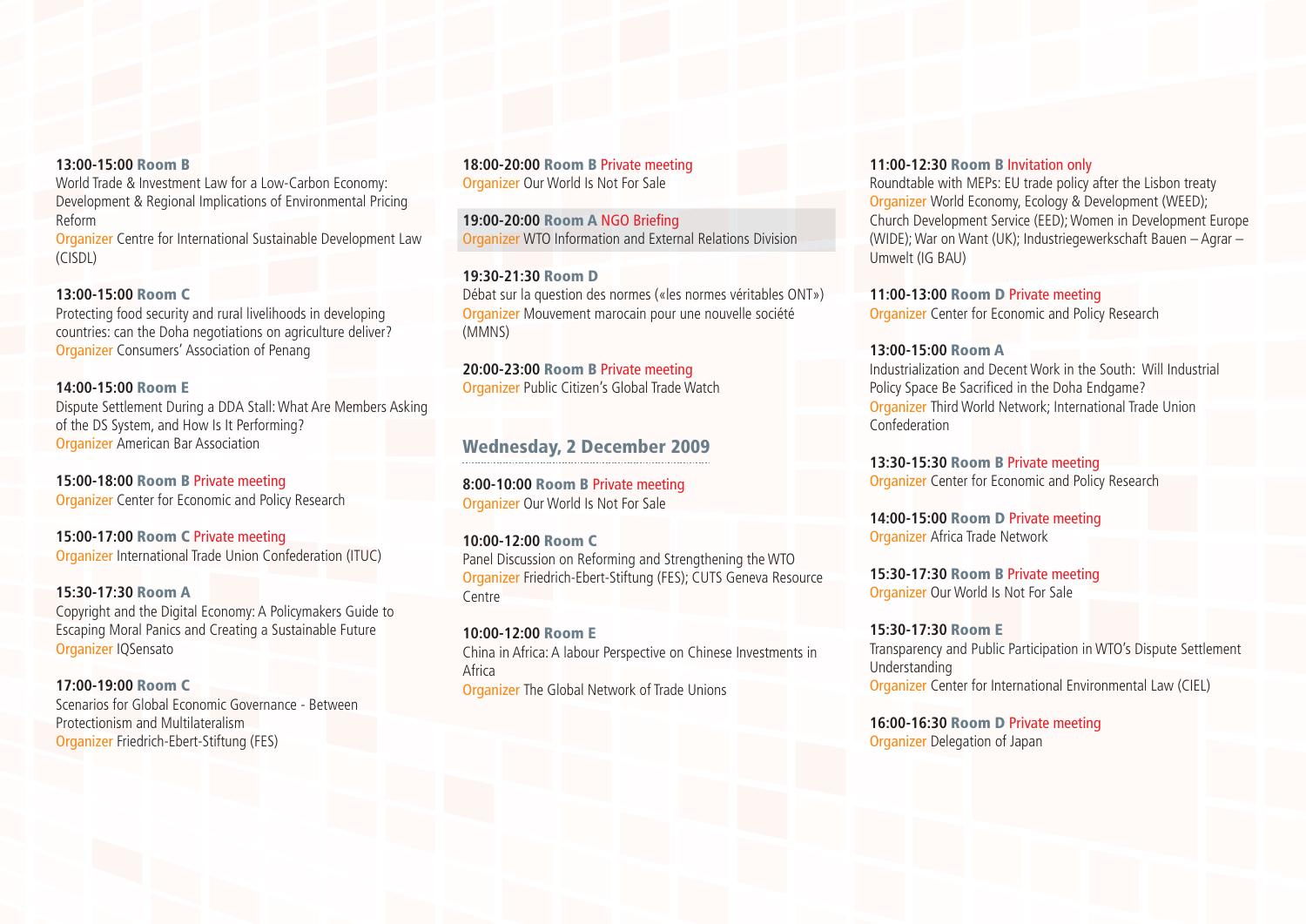**13:00-15:00 Room B**
World Trade & Investment Law for a Low-Carbon Economy: Development & Regional Implications of Environmental Pricing Reform
Organizer Centre for International Sustainable Development Law (CISDL)

**13:00-15:00 Room C**
Protecting food security and rural livelihoods in developing countries: can the Doha negotiations on agriculture deliver?
Organizer Consumers' Association of Penang

**14:00-15:00 Room E**
Dispute Settlement During a DDA Stall: What Are Members Asking of the DS System, and How Is It Performing?
Organizer American Bar Association

**15:00-18:00 Room B** Private meeting
Organizer Center for Economic and Policy Research

**15:00-17:00 Room C** Private meeting
Organizer International Trade Union Confederation (ITUC)

**15:30-17:30 Room A**
Copyright and the Digital Economy: A Policymakers Guide to Escaping Moral Panics and Creating a Sustainable Future
Organizer IQSensato

**17:00-19:00 Room C**
Scenarios for Global Economic Governance - Between Protectionism and Multilateralism
Organizer Friedrich-Ebert-Stiftung (FES)

**18:00-20:00 Room B** Private meeting
Organizer Our World Is Not For Sale

**19:00-20:00 Room A** NGO Briefing
Organizer WTO Information and External Relations Division

**19:30-21:30 Room D**
Débat sur la question des normes («les normes véritables ONT»)
Organizer Mouvement marocain pour une nouvelle société (MMNS)

**20:00-23:00 Room B** Private meeting
Organizer Public Citizen's Global Trade Watch

## Wednesday, 2 December 2009

**8:00-10:00 Room B** Private meeting
Organizer Our World Is Not For Sale

**10:00-12:00 Room C**
Panel Discussion on Reforming and Strengthening the WTO
Organizer Friedrich-Ebert-Stiftung (FES); CUTS Geneva Resource Centre

**10:00-12:00 Room E**
China in Africa: A labour Perspective on Chinese Investments in Africa
Organizer The Global Network of Trade Unions

**11:00-12:30 Room B** Invitation only
Roundtable with MEPs: EU trade policy after the Lisbon treaty
Organizer World Economy, Ecology & Development (WEED); Church Development Service (EED); Women in Development Europe (WIDE); War on Want (UK); Industriegewerkschaft Bauen – Agrar – Umwelt (IG BAU)

**11:00-13:00 Room D** Private meeting
Organizer Center for Economic and Policy Research

**13:00-15:00 Room A**
Industrialization and Decent Work in the South: Will Industrial Policy Space Be Sacrificed in the Doha Endgame?
Organizer Third World Network; International Trade Union Confederation

**13:30-15:30 Room B** Private meeting
Organizer Center for Economic and Policy Research

**14:00-15:00 Room D** Private meeting
Organizer Africa Trade Network

**15:30-17:30 Room B** Private meeting
Organizer Our World Is Not For Sale

**15:30-17:30 Room E**
Transparency and Public Participation in WTO's Dispute Settlement Understanding
Organizer Center for International Environmental Law (CIEL)

**16:00-16:30 Room D** Private meeting
Organizer Delegation of Japan